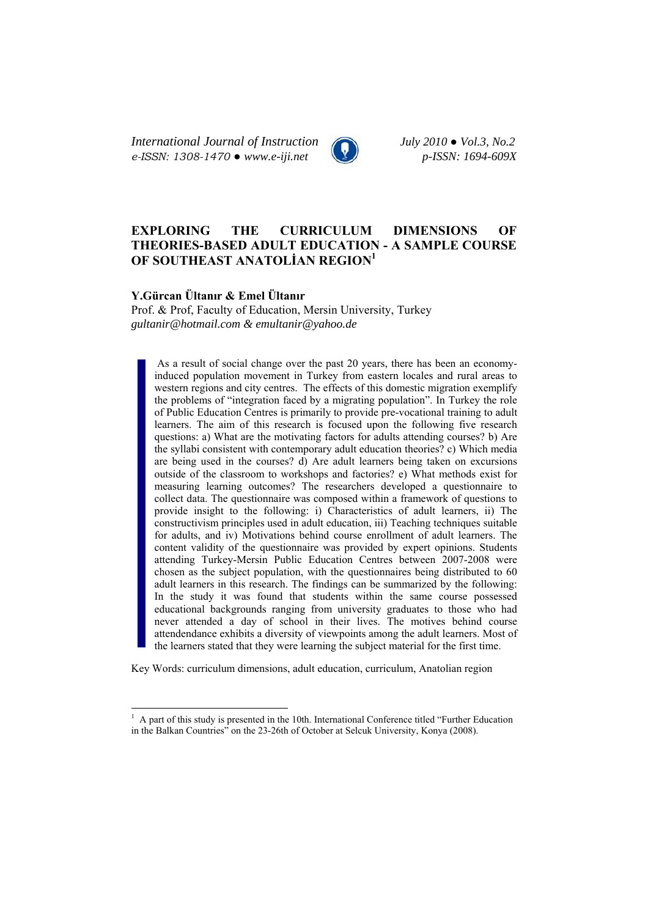# EXPLORING THE CURRICULUM DIMENSIONS OF THEORIES-BASED ADULT EDUCATION - A SAMPLE COURSE OF SOUTHEAST ANATOLİAN REGION[1]

**Y.Gürcan Ültanır & Emel Ültanır**

Prof. & Prof, Faculty of Education, Mersin University, Turkey
*gultanir@hotmail.com & emultanir@yahoo.de*

As a result of social change over the past 20 years, there has been an economy-induced population movement in Turkey from eastern locales and rural areas to western regions and city centres. The effects of this domestic migration exemplify the problems of "integration faced by a migrating population". In Turkey the role of Public Education Centres is primarily to provide pre-vocational training to adult learners. The aim of this research is focused upon the following five research questions: a) What are the motivating factors for adults attending courses? b) Are the syllabi consistent with contemporary adult education theories? c) Which media are being used in the courses? d) Are adult learners being taken on excursions outside of the classroom to workshops and factories? e) What methods exist for measuring learning outcomes? The researchers developed a questionnaire to collect data. The questionnaire was composed within a framework of questions to provide insight to the following: i) Characteristics of adult learners, ii) The constructivism principles used in adult education, iii) Teaching techniques suitable for adults, and iv) Motivations behind course enrollment of adult learners. The content validity of the questionnaire was provided by expert opinions. Students attending Turkey-Mersin Public Education Centres between 2007-2008 were chosen as the subject population, with the questionnaires being distributed to 60 adult learners in this research. The findings can be summarized by the following: In the study it was found that students within the same course possessed educational backgrounds ranging from university graduates to those who had never attended a day of school in their lives. The motives behind course attendendance exhibits a diversity of viewpoints among the adult learners. Most of the learners stated that they were learning the subject material for the first time.

Key Words: curriculum dimensions, adult education, curriculum, Anatolian region

---

[1] A part of this study is presented in the 10th. International Conference titled "Further Education in the Balkan Countries" on the 23-26th of October at Selcuk University, Konya (2008).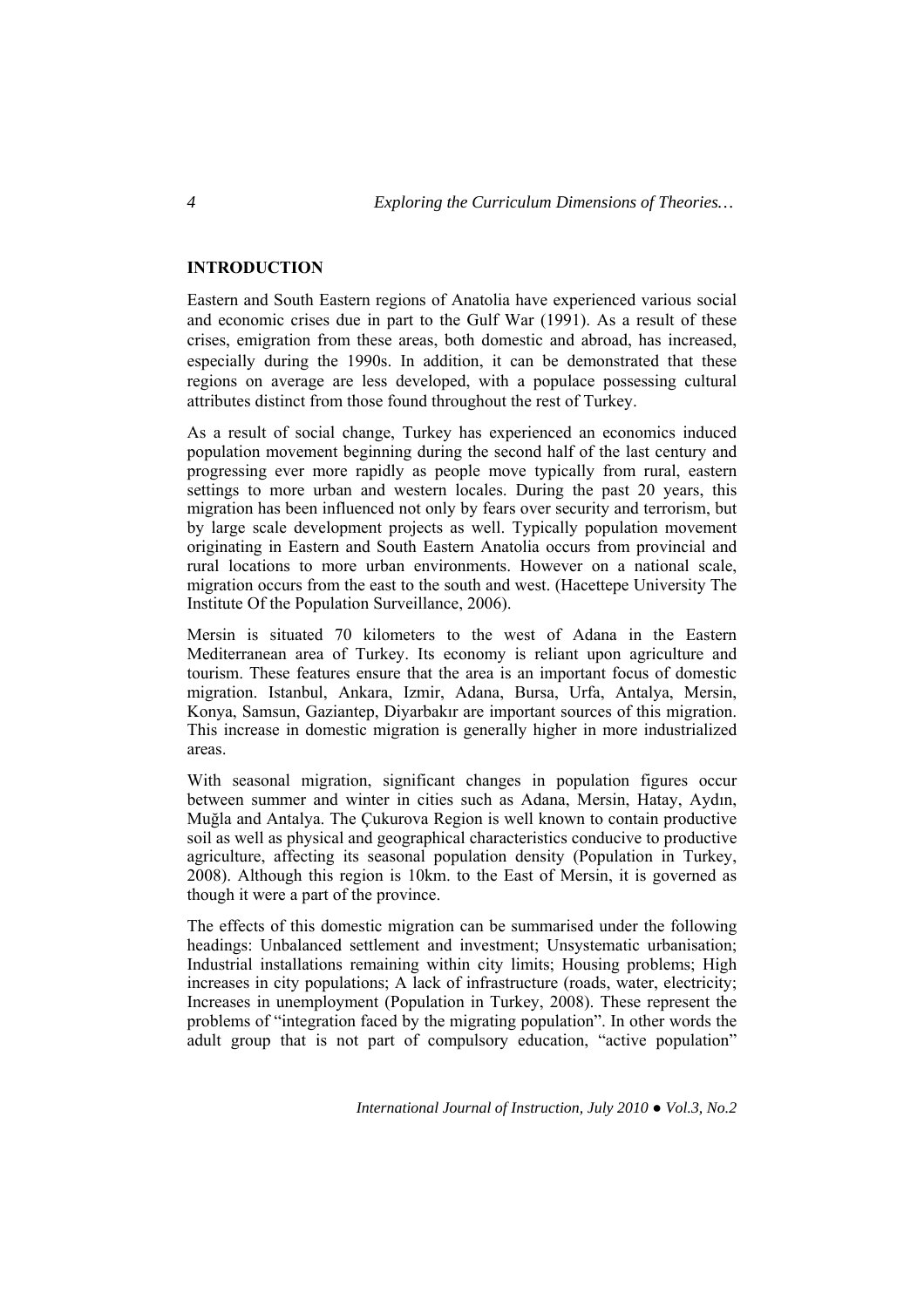## INTRODUCTION

Eastern and South Eastern regions of Anatolia have experienced various social and economic crises due in part to the Gulf War (1991). As a result of these crises, emigration from these areas, both domestic and abroad, has increased, especially during the 1990s. In addition, it can be demonstrated that these regions on average are less developed, with a populace possessing cultural attributes distinct from those found throughout the rest of Turkey.

As a result of social change, Turkey has experienced an economics induced population movement beginning during the second half of the last century and progressing ever more rapidly as people move typically from rural, eastern settings to more urban and western locales. During the past 20 years, this migration has been influenced not only by fears over security and terrorism, but by large scale development projects as well. Typically population movement originating in Eastern and South Eastern Anatolia occurs from provincial and rural locations to more urban environments. However on a national scale, migration occurs from the east to the south and west. (Hacettepe University The Institute Of the Population Surveillance, 2006).

Mersin is situated 70 kilometers to the west of Adana in the Eastern Mediterranean area of Turkey. Its economy is reliant upon agriculture and tourism. These features ensure that the area is an important focus of domestic migration. Istanbul, Ankara, Izmir, Adana, Bursa, Urfa, Antalya, Mersin, Konya, Samsun, Gaziantep, Diyarbakır are important sources of this migration. This increase in domestic migration is generally higher in more industrialized areas.

With seasonal migration, significant changes in population figures occur between summer and winter in cities such as Adana, Mersin, Hatay, Aydın, Muğla and Antalya. The Çukurova Region is well known to contain productive soil as well as physical and geographical characteristics conducive to productive agriculture, affecting its seasonal population density (Population in Turkey, 2008). Although this region is 10km. to the East of Mersin, it is governed as though it were a part of the province.

The effects of this domestic migration can be summarised under the following headings: Unbalanced settlement and investment; Unsystematic urbanisation; Industrial installations remaining within city limits; Housing problems; High increases in city populations; A lack of infrastructure (roads, water, electricity; Increases in unemployment (Population in Turkey, 2008). These represent the problems of "integration faced by the migrating population". In other words the adult group that is not part of compulsory education, "active population"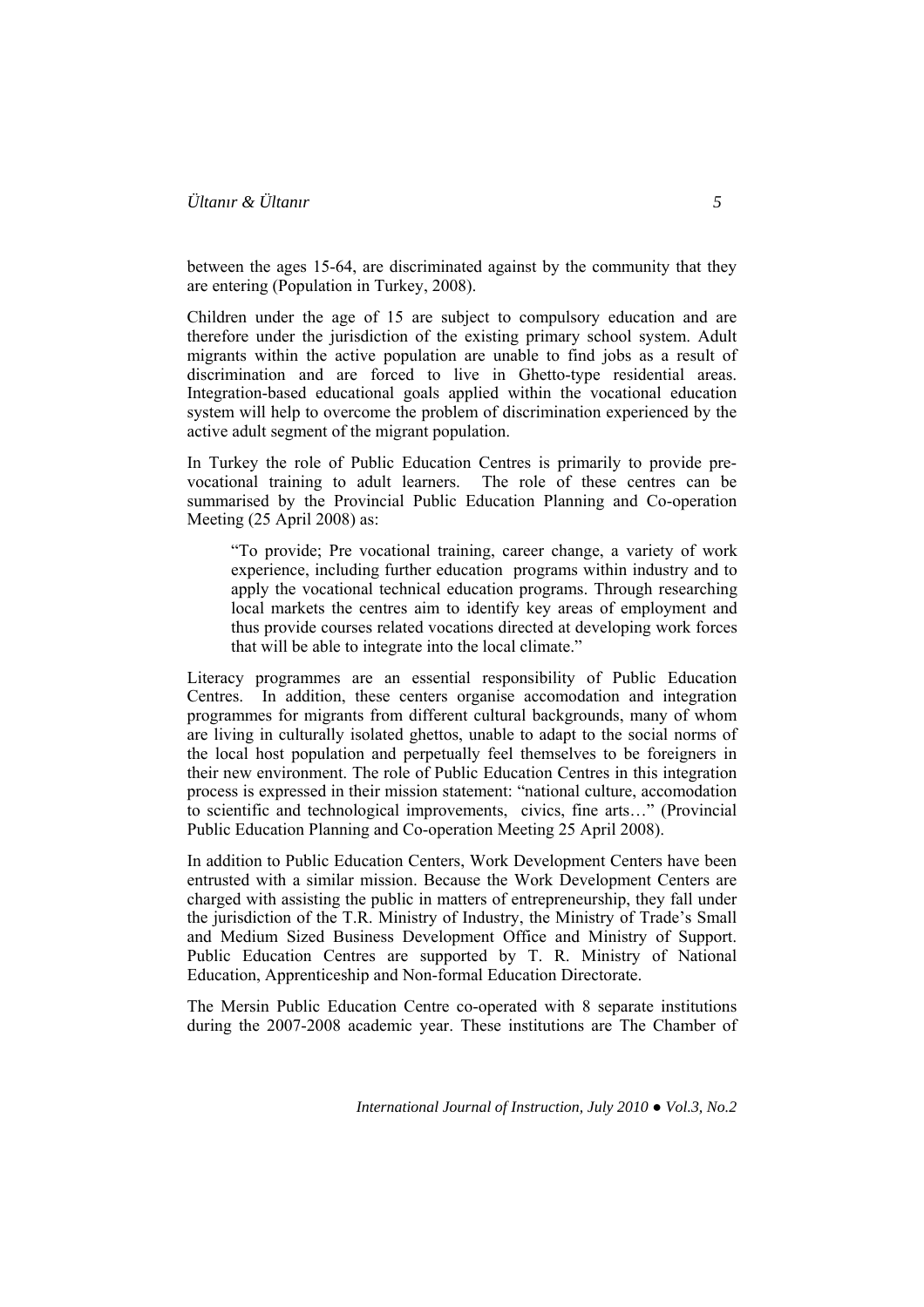between the ages 15-64, are discriminated against by the community that they are entering (Population in Turkey, 2008).

Children under the age of 15 are subject to compulsory education and are therefore under the jurisdiction of the existing primary school system. Adult migrants within the active population are unable to find jobs as a result of discrimination and are forced to live in Ghetto-type residential areas. Integration-based educational goals applied within the vocational education system will help to overcome the problem of discrimination experienced by the active adult segment of the migrant population.

In Turkey the role of Public Education Centres is primarily to provide pre-vocational training to adult learners. The role of these centres can be summarised by the Provincial Public Education Planning and Co-operation Meeting (25 April 2008) as:

> "To provide; Pre vocational training, career change, a variety of work experience, including further education programs within industry and to apply the vocational technical education programs. Through researching local markets the centres aim to identify key areas of employment and thus provide courses related vocations directed at developing work forces that will be able to integrate into the local climate."

Literacy programmes are an essential responsibility of Public Education Centres. In addition, these centers organise accomodation and integration programmes for migrants from different cultural backgrounds, many of whom are living in culturally isolated ghettos, unable to adapt to the social norms of the local host population and perpetually feel themselves to be foreigners in their new environment. The role of Public Education Centres in this integration process is expressed in their mission statement: "national culture, accomodation to scientific and technological improvements, civics, fine arts…" (Provincial Public Education Planning and Co-operation Meeting 25 April 2008).

In addition to Public Education Centers, Work Development Centers have been entrusted with a similar mission. Because the Work Development Centers are charged with assisting the public in matters of entrepreneurship, they fall under the jurisdiction of the T.R. Ministry of Industry, the Ministry of Trade's Small and Medium Sized Business Development Office and Ministry of Support. Public Education Centres are supported by T. R. Ministry of National Education, Apprenticeship and Non-formal Education Directorate.

The Mersin Public Education Centre co-operated with 8 separate institutions during the 2007-2008 academic year. These institutions are The Chamber of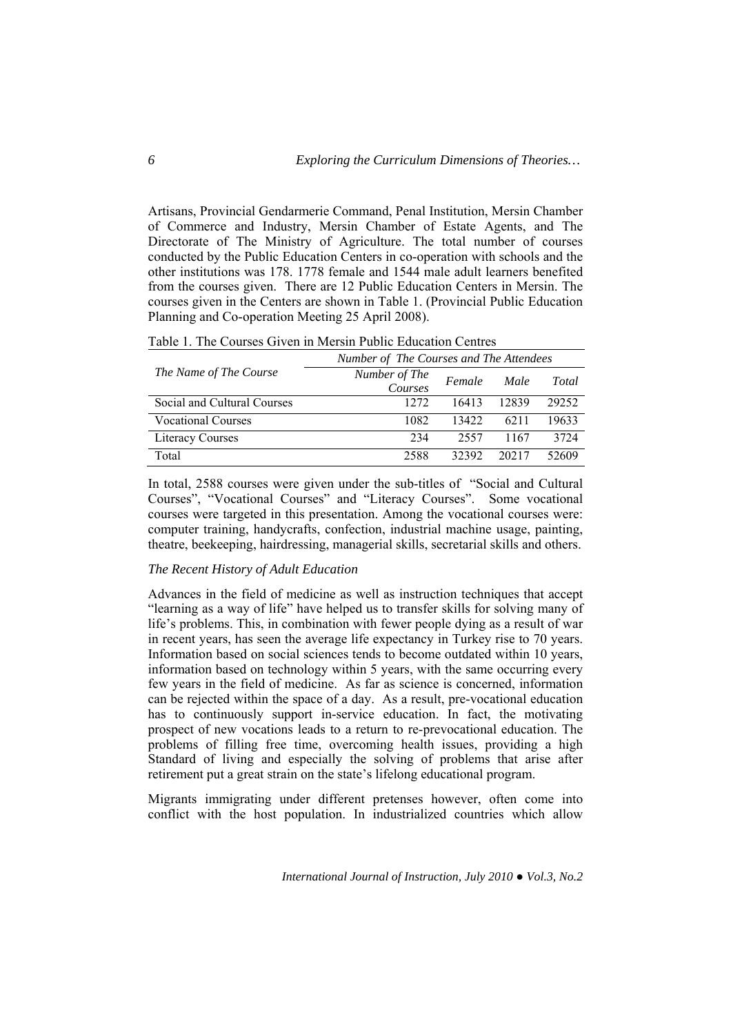Artisans, Provincial Gendarmerie Command, Penal Institution, Mersin Chamber of Commerce and Industry, Mersin Chamber of Estate Agents, and The Directorate of The Ministry of Agriculture. The total number of courses conducted by the Public Education Centers in co-operation with schools and the other institutions was 178. 1778 female and 1544 male adult learners benefited from the courses given. There are 12 Public Education Centers in Mersin. The courses given in the Centers are shown in Table 1. (Provincial Public Education Planning and Co-operation Meeting 25 April 2008).

Table 1. The Courses Given in Mersin Public Education Centres

| *The Name of The Course* | *Number of The Courses and The Attendees* | | | |
|---|---|---|---|---|
| | *Number of The Courses* | *Female* | *Male* | *Total* |
| Social and Cultural Courses | 1272 | 16413 | 12839 | 29252 |
| Vocational Courses | 1082 | 13422 | 6211 | 19633 |
| Literacy Courses | 234 | 2557 | 1167 | 3724 |
| Total | 2588 | 32392 | 20217 | 52609 |

In total, 2588 courses were given under the sub-titles of "Social and Cultural Courses", "Vocational Courses" and "Literacy Courses". Some vocational courses were targeted in this presentation. Among the vocational courses were: computer training, handycrafts, confection, industrial machine usage, painting, theatre, beekeeping, hairdressing, managerial skills, secretarial skills and others.

### *The Recent History of Adult Education*

Advances in the field of medicine as well as instruction techniques that accept "learning as a way of life" have helped us to transfer skills for solving many of life's problems. This, in combination with fewer people dying as a result of war in recent years, has seen the average life expectancy in Turkey rise to 70 years. Information based on social sciences tends to become outdated within 10 years, information based on technology within 5 years, with the same occurring every few years in the field of medicine. As far as science is concerned, information can be rejected within the space of a day. As a result, pre-vocational education has to continuously support in-service education. In fact, the motivating prospect of new vocations leads to a return to re-prevocational education. The problems of filling free time, overcoming health issues, providing a high Standard of living and especially the solving of problems that arise after retirement put a great strain on the state's lifelong educational program.

Migrants immigrating under different pretenses however, often come into conflict with the host population. In industrialized countries which allow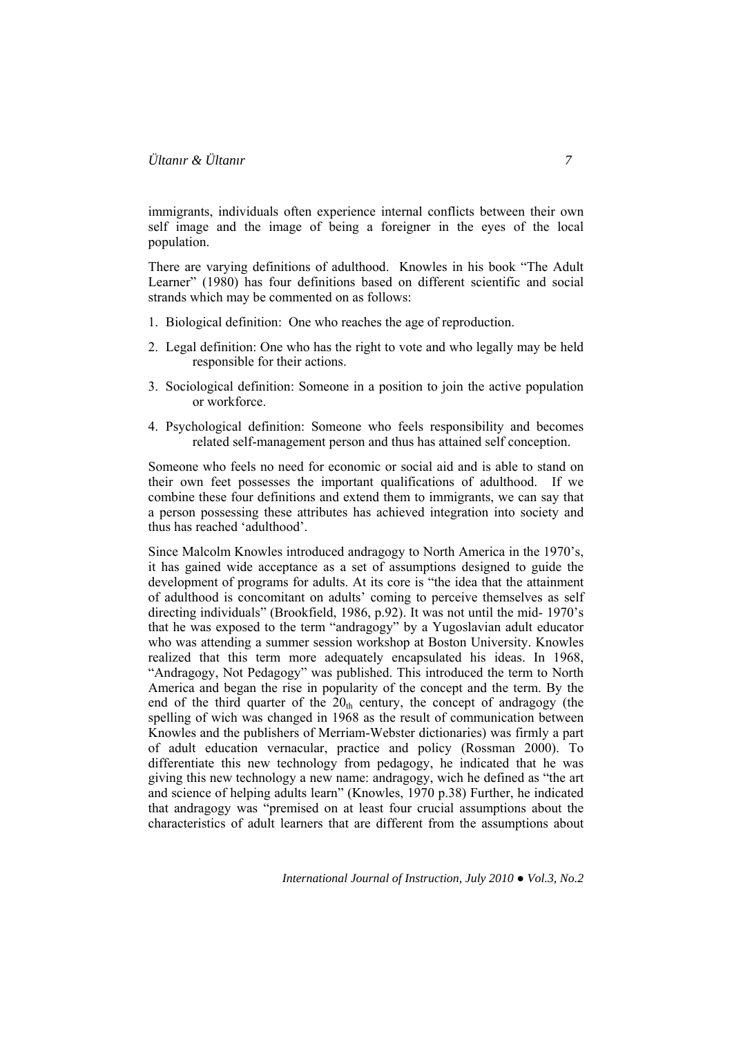immigrants, individuals often experience internal conflicts between their own self image and the image of being a foreigner in the eyes of the local population.

There are varying definitions of adulthood. Knowles in his book "The Adult Learner" (1980) has four definitions based on different scientific and social strands which may be commented on as follows:

1. Biological definition: One who reaches the age of reproduction.
2. Legal definition: One who has the right to vote and who legally may be held responsible for their actions.
3. Sociological definition: Someone in a position to join the active population or workforce.
4. Psychological definition: Someone who feels responsibility and becomes related self-management person and thus has attained self conception.

Someone who feels no need for economic or social aid and is able to stand on their own feet possesses the important qualifications of adulthood. If we combine these four definitions and extend them to immigrants, we can say that a person possessing these attributes has achieved integration into society and thus has reached 'adulthood'.

Since Malcolm Knowles introduced andragogy to North America in the 1970's, it has gained wide acceptance as a set of assumptions designed to guide the development of programs for adults. At its core is "the idea that the attainment of adulthood is concomitant on adults' coming to perceive themselves as self directing individuals" (Brookfield, 1986, p.92). It was not until the mid- 1970's that he was exposed to the term "andragogy" by a Yugoslavian adult educator who was attending a summer session workshop at Boston University. Knowles realized that this term more adequately encapsulated his ideas. In 1968, "Andragogy, Not Pedagogy" was published. This introduced the term to North America and began the rise in popularity of the concept and the term. By the end of the third quarter of the $20_{th}$ century, the concept of andragogy (the spelling of wich was changed in 1968 as the result of communication between Knowles and the publishers of Merriam-Webster dictionaries) was firmly a part of adult education vernacular, practice and policy (Rossman 2000). To differentiate this new technology from pedagogy, he indicated that he was giving this new technology a new name: andragogy, wich he defined as "the art and science of helping adults learn" (Knowles, 1970 p.38) Further, he indicated that andragogy was "premised on at least four crucial assumptions about the characteristics of adult learners that are different from the assumptions about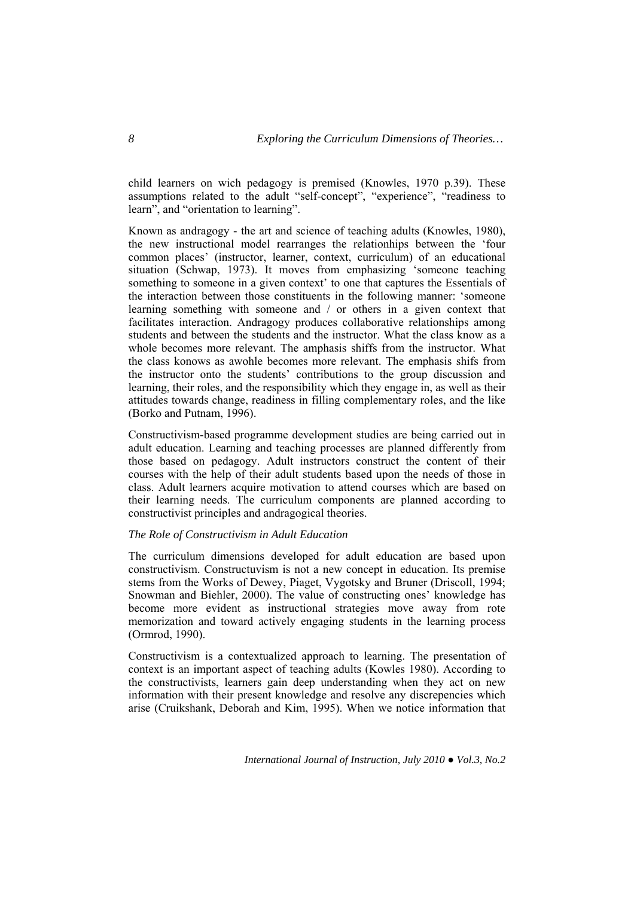child learners on wich pedagogy is premised (Knowles, 1970 p.39). These assumptions related to the adult "self-concept", "experience", "readiness to learn", and "orientation to learning".

Known as andragogy - the art and science of teaching adults (Knowles, 1980), the new instructional model rearranges the relationhips between the 'four common places' (instructor, learner, context, curriculum) of an educational situation (Schwap, 1973). It moves from emphasizing 'someone teaching something to someone in a given context' to one that captures the Essentials of the interaction between those constituents in the following manner: 'someone learning something with someone and / or others in a given context that facilitates interaction. Andragogy produces collaborative relationships among students and between the students and the instructor. What the class know as a whole becomes more relevant. The amphasis shiffs from the instructor. What the class konows as awohle becomes more relevant. The emphasis shifs from the instructor onto the students' contributions to the group discussion and learning, their roles, and the responsibility which they engage in, as well as their attitudes towards change, readiness in filling complementary roles, and the like (Borko and Putnam, 1996).

Constructivism-based programme development studies are being carried out in adult education. Learning and teaching processes are planned differently from those based on pedagogy. Adult instructors construct the content of their courses with the help of their adult students based upon the needs of those in class. Adult learners acquire motivation to attend courses which are based on their learning needs. The curriculum components are planned according to constructivist principles and andragogical theories.

*The Role of Constructivism in Adult Education*

The curriculum dimensions developed for adult education are based upon constructivism. Constructuvism is not a new concept in education. Its premise stems from the Works of Dewey, Piaget, Vygotsky and Bruner (Driscoll, 1994; Snowman and Biehler, 2000). The value of constructing ones' knowledge has become more evident as instructional strategies move away from rote memorization and toward actively engaging students in the learning process (Ormrod, 1990).

Constructivism is a contextualized approach to learning. The presentation of context is an important aspect of teaching adults (Kowles 1980). According to the constructivists, learners gain deep understanding when they act on new information with their present knowledge and resolve any discrepencies which arise (Cruikshank, Deborah and Kim, 1995). When we notice information that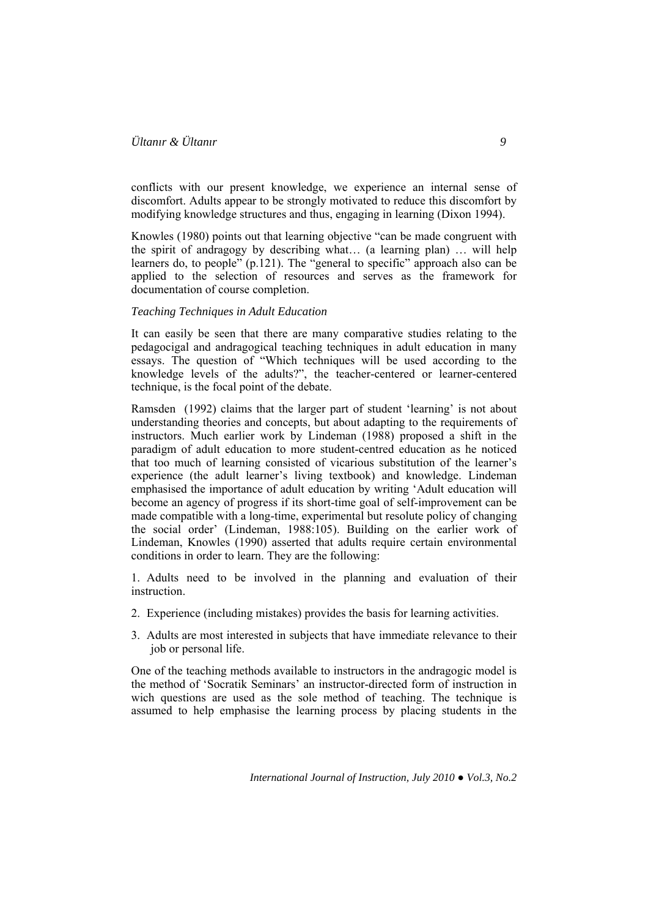conflicts with our present knowledge, we experience an internal sense of discomfort. Adults appear to be strongly motivated to reduce this discomfort by modifying knowledge structures and thus, engaging in learning (Dixon 1994).

Knowles (1980) points out that learning objective "can be made congruent with the spirit of andragogy by describing what… (a learning plan) … will help learners do, to people" (p.121). The "general to specific" approach also can be applied to the selection of resources and serves as the framework for documentation of course completion.

*Teaching Techniques in Adult Education*

It can easily be seen that there are many comparative studies relating to the pedagocigal and andragogical teaching techniques in adult education in many essays. The question of "Which techniques will be used according to the knowledge levels of the adults?", the teacher-centered or learner-centered technique, is the focal point of the debate.

Ramsden (1992) claims that the larger part of student 'learning' is not about understanding theories and concepts, but about adapting to the requirements of instructors. Much earlier work by Lindeman (1988) proposed a shift in the paradigm of adult education to more student-centred education as he noticed that too much of learning consisted of vicarious substitution of the learner's experience (the adult learner's living textbook) and knowledge. Lindeman emphasised the importance of adult education by writing 'Adult education will become an agency of progress if its short-time goal of self-improvement can be made compatible with a long-time, experimental but resolute policy of changing the social order' (Lindeman, 1988:105). Building on the earlier work of Lindeman, Knowles (1990) asserted that adults require certain environmental conditions in order to learn. They are the following:

1. Adults need to be involved in the planning and evaluation of their instruction.
2. Experience (including mistakes) provides the basis for learning activities.
3. Adults are most interested in subjects that have immediate relevance to their job or personal life.

One of the teaching methods available to instructors in the andragogic model is the method of 'Socratik Seminars' an instructor-directed form of instruction in wich questions are used as the sole method of teaching. The technique is assumed to help emphasise the learning process by placing students in the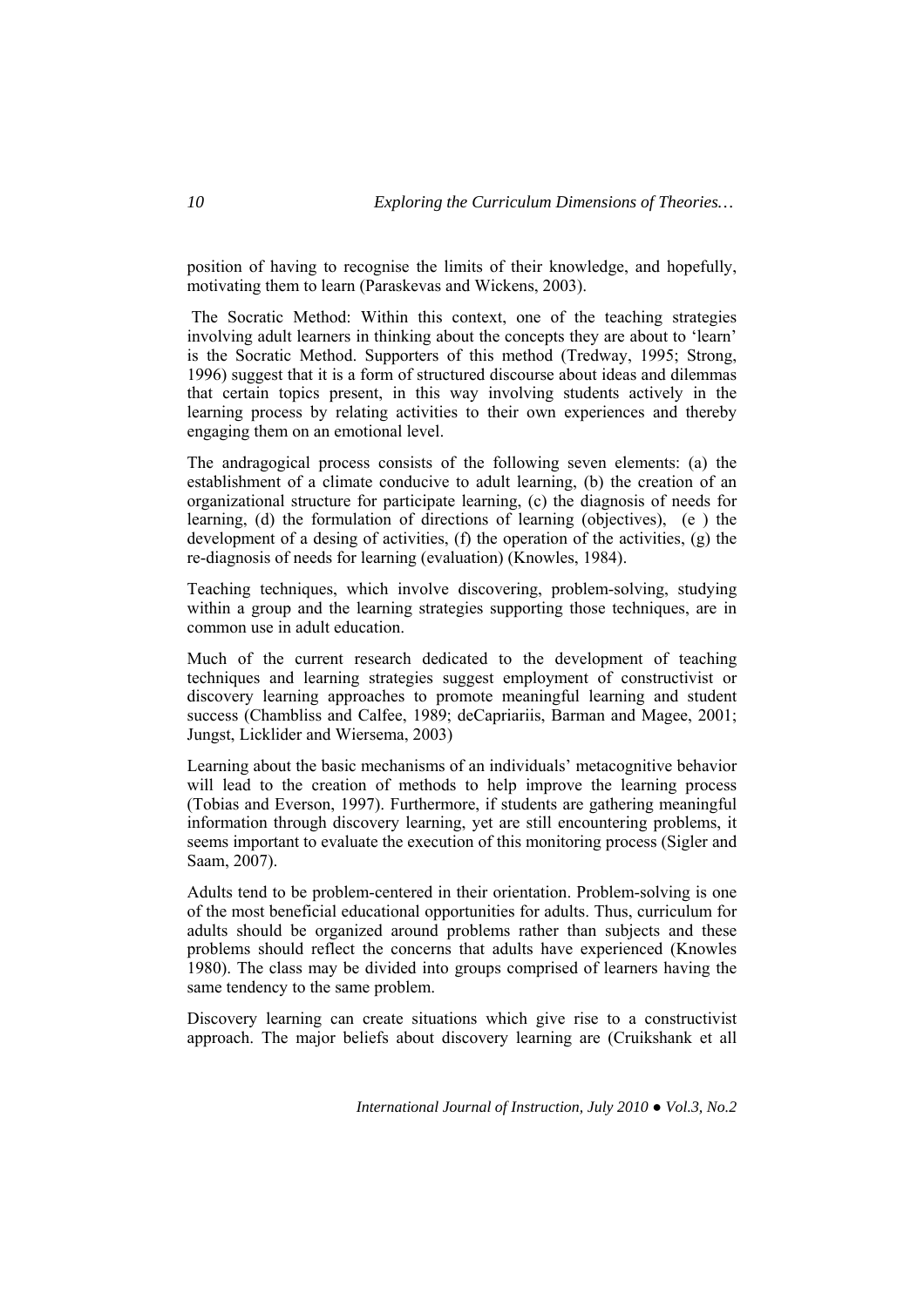position of having to recognise the limits of their knowledge, and hopefully, motivating them to learn (Paraskevas and Wickens, 2003).

The Socratic Method: Within this context, one of the teaching strategies involving adult learners in thinking about the concepts they are about to 'learn' is the Socratic Method. Supporters of this method (Tredway, 1995; Strong, 1996) suggest that it is a form of structured discourse about ideas and dilemmas that certain topics present, in this way involving students actively in the learning process by relating activities to their own experiences and thereby engaging them on an emotional level.

The andragogical process consists of the following seven elements: (a) the establishment of a climate conducive to adult learning, (b) the creation of an organizational structure for participate learning, (c) the diagnosis of needs for learning, (d) the formulation of directions of learning (objectives), (e ) the development of a desing of activities, (f) the operation of the activities, (g) the re-diagnosis of needs for learning (evaluation) (Knowles, 1984).

Teaching techniques, which involve discovering, problem-solving, studying within a group and the learning strategies supporting those techniques, are in common use in adult education.

Much of the current research dedicated to the development of teaching techniques and learning strategies suggest employment of constructivist or discovery learning approaches to promote meaningful learning and student success (Chambliss and Calfee, 1989; deCapriariis, Barman and Magee, 2001; Jungst, Licklider and Wiersema, 2003)

Learning about the basic mechanisms of an individuals' metacognitive behavior will lead to the creation of methods to help improve the learning process (Tobias and Everson, 1997). Furthermore, if students are gathering meaningful information through discovery learning, yet are still encountering problems, it seems important to evaluate the execution of this monitoring process (Sigler and Saam, 2007).

Adults tend to be problem-centered in their orientation. Problem-solving is one of the most beneficial educational opportunities for adults. Thus, curriculum for adults should be organized around problems rather than subjects and these problems should reflect the concerns that adults have experienced (Knowles 1980). The class may be divided into groups comprised of learners having the same tendency to the same problem.

Discovery learning can create situations which give rise to a constructivist approach. The major beliefs about discovery learning are (Cruikshank et all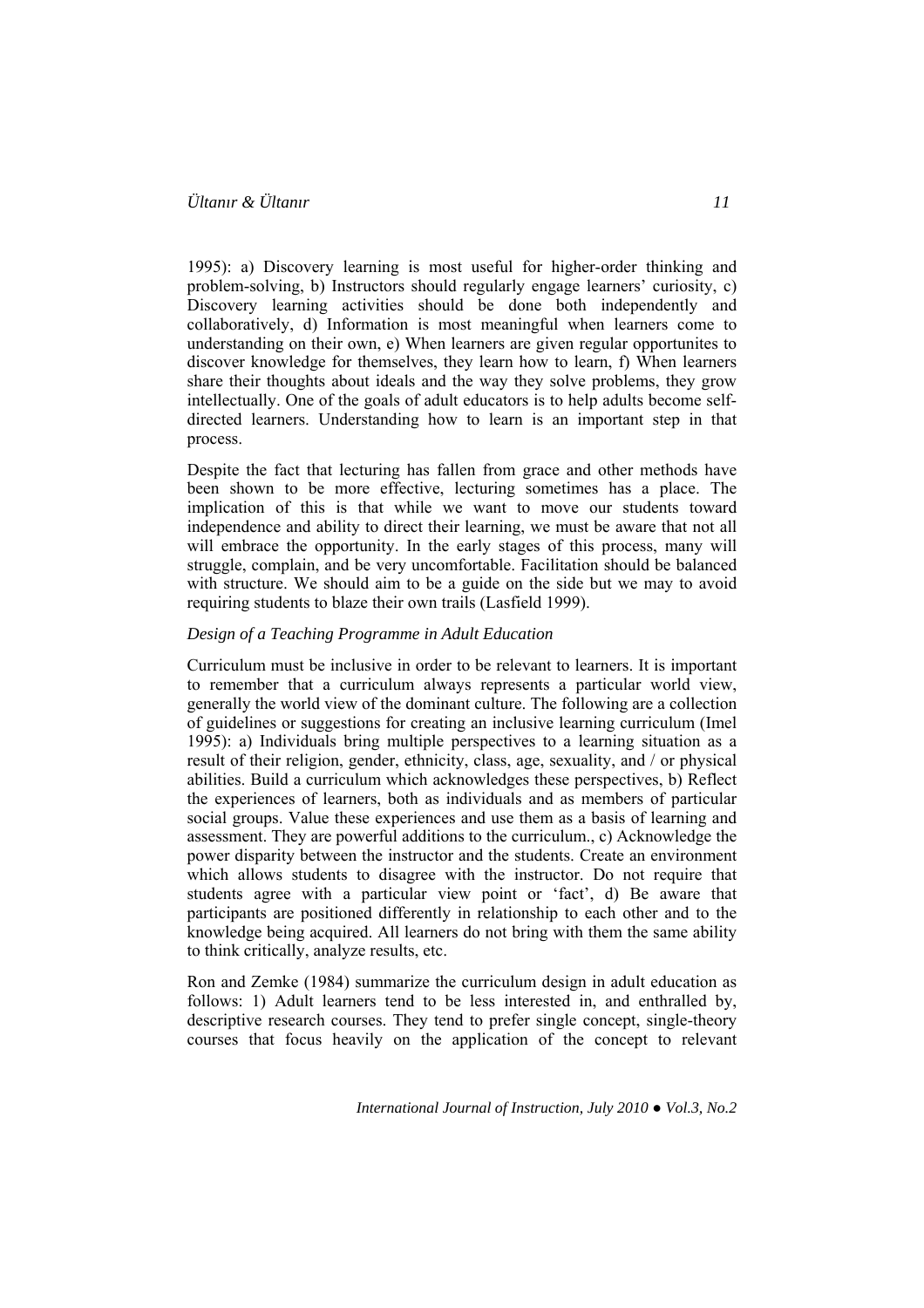1995): a) Discovery learning is most useful for higher-order thinking and problem-solving, b) Instructors should regularly engage learners' curiosity, c) Discovery learning activities should be done both independently and collaboratively, d) Information is most meaningful when learners come to understanding on their own, e) When learners are given regular opportunites to discover knowledge for themselves, they learn how to learn, f) When learners share their thoughts about ideals and the way they solve problems, they grow intellectually. One of the goals of adult educators is to help adults become self-directed learners. Understanding how to learn is an important step in that process.

Despite the fact that lecturing has fallen from grace and other methods have been shown to be more effective, lecturing sometimes has a place. The implication of this is that while we want to move our students toward independence and ability to direct their learning, we must be aware that not all will embrace the opportunity. In the early stages of this process, many will struggle, complain, and be very uncomfortable. Facilitation should be balanced with structure. We should aim to be a guide on the side but we may to avoid requiring students to blaze their own trails (Lasfield 1999).

*Design of a Teaching Programme in Adult Education*

Curriculum must be inclusive in order to be relevant to learners. It is important to remember that a curriculum always represents a particular world view, generally the world view of the dominant culture. The following are a collection of guidelines or suggestions for creating an inclusive learning curriculum (Imel 1995): a) Individuals bring multiple perspectives to a learning situation as a result of their religion, gender, ethnicity, class, age, sexuality, and / or physical abilities. Build a curriculum which acknowledges these perspectives, b) Reflect the experiences of learners, both as individuals and as members of particular social groups. Value these experiences and use them as a basis of learning and assessment. They are powerful additions to the curriculum., c) Acknowledge the power disparity between the instructor and the students. Create an environment which allows students to disagree with the instructor. Do not require that students agree with a particular view point or 'fact', d) Be aware that participants are positioned differently in relationship to each other and to the knowledge being acquired. All learners do not bring with them the same ability to think critically, analyze results, etc.

Ron and Zemke (1984) summarize the curriculum design in adult education as follows: 1) Adult learners tend to be less interested in, and enthralled by, descriptive research courses. They tend to prefer single concept, single-theory courses that focus heavily on the application of the concept to relevant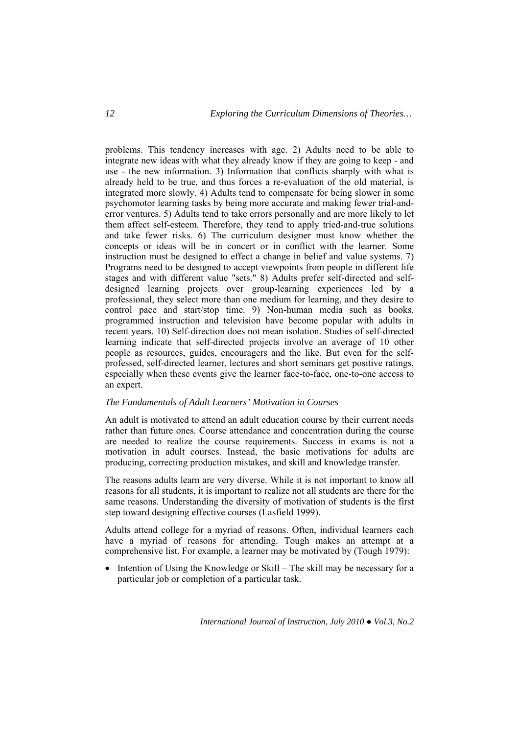problems. This tendency increases with age. 2) Adults need to be able to integrate new ideas with what they already know if they are going to keep - and use - the new information. 3) Information that conflicts sharply with what is already held to be true, and thus forces a re-evaluation of the old material, is integrated more slowly. 4) Adults tend to compensate for being slower in some psychomotor learning tasks by being more accurate and making fewer trial-and-error ventures. 5) Adults tend to take errors personally and are more likely to let them affect self-esteem. Therefore, they tend to apply tried-and-true solutions and take fewer risks. 6) The curriculum designer must know whether the concepts or ideas will be in concert or in conflict with the learner. Some instruction must be designed to effect a change in belief and value systems. 7) Programs need to be designed to accept viewpoints from people in different life stages and with different value "sets." 8) Adults prefer self-directed and self-designed learning projects over group-learning experiences led by a professional, they select more than one medium for learning, and they desire to control pace and start/stop time. 9) Non-human media such as books, programmed instruction and television have become popular with adults in recent years. 10) Self-direction does not mean isolation. Studies of self-directed learning indicate that self-directed projects involve an average of 10 other people as resources, guides, encouragers and the like. But even for the self-professed, self-directed learner, lectures and short seminars get positive ratings, especially when these events give the learner face-to-face, one-to-one access to an expert.

*The Fundamentals of Adult Learners' Motivation in Courses*

An adult is motivated to attend an adult education course by their current needs rather than future ones. Course attendance and concentration during the course are needed to realize the course requirements. Success in exams is not a motivation in adult courses. Instead, the basic motivations for adults are producing, correcting production mistakes, and skill and knowledge transfer.

The reasons adults learn are very diverse. While it is not important to know all reasons for all students, it is important to realize not all students are there for the same reasons. Understanding the diversity of motivation of students is the first step toward designing effective courses (Lasfield 1999).

Adults attend college for a myriad of reasons. Often, individual learners each have a myriad of reasons for attending. Tough makes an attempt at a comprehensive list. For example, a learner may be motivated by (Tough 1979):

- Intention of Using the Knowledge or Skill – The skill may be necessary for a particular job or completion of a particular task.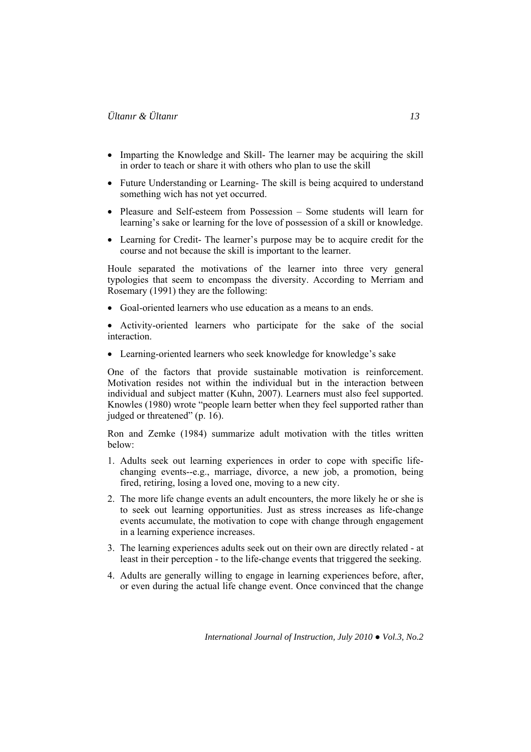- Imparting the Knowledge and Skill- The learner may be acquiring the skill in order to teach or share it with others who plan to use the skill
- Future Understanding or Learning- The skill is being acquired to understand something wich has not yet occurred.
- Pleasure and Self-esteem from Possession – Some students will learn for learning's sake or learning for the love of possession of a skill or knowledge.
- Learning for Credit- The learner's purpose may be to acquire credit for the course and not because the skill is important to the learner.

Houle separated the motivations of the learner into three very general typologies that seem to encompass the diversity. According to Merriam and Rosemary (1991) they are the following:

- Goal-oriented learners who use education as a means to an ends.
- Activity-oriented learners who participate for the sake of the social interaction.
- Learning-oriented learners who seek knowledge for knowledge's sake

One of the factors that provide sustainable motivation is reinforcement. Motivation resides not within the individual but in the interaction between individual and subject matter (Kuhn, 2007). Learners must also feel supported. Knowles (1980) wrote "people learn better when they feel supported rather than judged or threatened" (p. 16).

Ron and Zemke (1984) summarize adult motivation with the titles written below:

1. Adults seek out learning experiences in order to cope with specific life-changing events--e.g., marriage, divorce, a new job, a promotion, being fired, retiring, losing a loved one, moving to a new city.
2. The more life change events an adult encounters, the more likely he or she is to seek out learning opportunities. Just as stress increases as life-change events accumulate, the motivation to cope with change through engagement in a learning experience increases.
3. The learning experiences adults seek out on their own are directly related - at least in their perception - to the life-change events that triggered the seeking.
4. Adults are generally willing to engage in learning experiences before, after, or even during the actual life change event. Once convinced that the change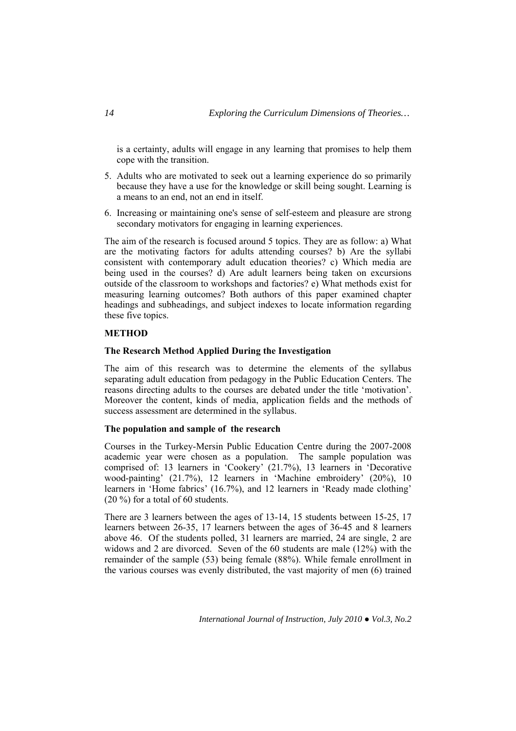is a certainty, adults will engage in any learning that promises to help them cope with the transition.

5. Adults who are motivated to seek out a learning experience do so primarily because they have a use for the knowledge or skill being sought. Learning is a means to an end, not an end in itself.
6. Increasing or maintaining one's sense of self-esteem and pleasure are strong secondary motivators for engaging in learning experiences.

The aim of the research is focused around 5 topics. They are as follow: a) What are the motivating factors for adults attending courses? b) Are the syllabi consistent with contemporary adult education theories? c) Which media are being used in the courses? d) Are adult learners being taken on excursions outside of the classroom to workshops and factories? e) What methods exist for measuring learning outcomes? Both authors of this paper examined chapter headings and subheadings, and subject indexes to locate information regarding these five topics.

## METHOD

### The Research Method Applied During the Investigation

The aim of this research was to determine the elements of the syllabus separating adult education from pedagogy in the Public Education Centers. The reasons directing adults to the courses are debated under the title 'motivation'. Moreover the content, kinds of media, application fields and the methods of success assessment are determined in the syllabus.

### The population and sample of the research

Courses in the Turkey-Mersin Public Education Centre during the 2007-2008 academic year were chosen as a population. The sample population was comprised of: 13 learners in 'Cookery' (21.7%), 13 learners in 'Decorative wood-painting' (21.7%), 12 learners in 'Machine embroidery' (20%), 10 learners in 'Home fabrics' (16.7%), and 12 learners in 'Ready made clothing' (20 %) for a total of 60 students.

There are 3 learners between the ages of 13-14, 15 students between 15-25, 17 learners between 26-35, 17 learners between the ages of 36-45 and 8 learners above 46. Of the students polled, 31 learners are married, 24 are single, 2 are widows and 2 are divorced. Seven of the 60 students are male (12%) with the remainder of the sample (53) being female (88%). While female enrollment in the various courses was evenly distributed, the vast majority of men (6) trained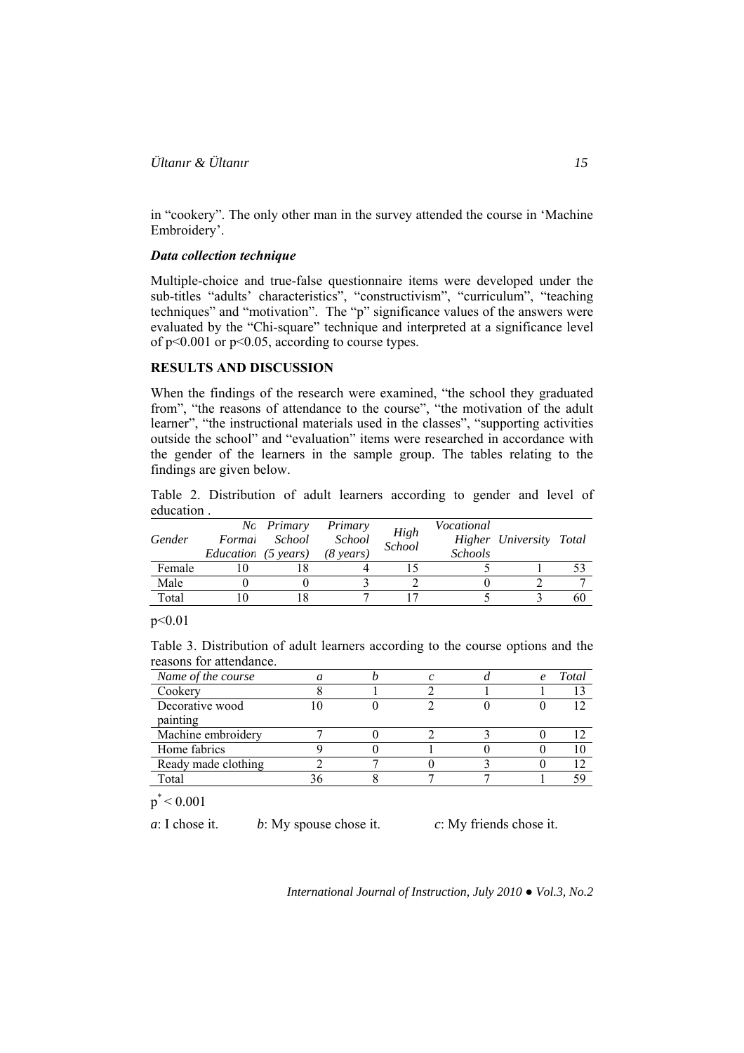in "cookery". The only other man in the survey attended the course in 'Machine Embroidery'.

### *Data collection technique*

Multiple-choice and true-false questionnaire items were developed under the sub-titles "adults' characteristics", "constructivism", "curriculum", "teaching techniques" and "motivation". The "p" significance values of the answers were evaluated by the "Chi-square" technique and interpreted at a significance level of $p<0.001$ or $p<0.05$, according to course types.

## RESULTS AND DISCUSSION

When the findings of the research were examined, "the school they graduated from", "the reasons of attendance to the course", "the motivation of the adult learner", "the instructional materials used in the classes", "supporting activities outside the school" and "evaluation" items were researched in accordance with the gender of the learners in the sample group. The tables relating to the findings are given below.

Table 2. Distribution of adult learners according to gender and level of education .

| *Gender* | *No Formal Education* | *Primary School (5 years)* | *Primary School (8 years)* | *High School* | *Vocational Higher Schools* | *University* | *Total* |
|---|---|---|---|---|---|---|---|
| Female | 10 | 18 | 4 | 15 | 5 | 1 | 53 |
| Male | 0 | 0 | 3 | 2 | 0 | 2 | 7 |
| Total | 10 | 18 | 7 | 17 | 5 | 3 | 60 |

$p<0.01$

Table 3. Distribution of adult learners according to the course options and the reasons for attendance.

| *Name of the course* | *a* | *b* | *c* | *d* | *e* | *Total* |
|---|---|---|---|---|---|---|
| Cookery | 8 | 1 | 2 | 1 | 1 | 13 |
| Decorative wood painting | 10 | 0 | 2 | 0 | 0 | 12 |
| Machine embroidery | 7 | 0 | 2 | 3 | 0 | 12 |
| Home fabrics | 9 | 0 | 1 | 0 | 0 | 10 |
| Ready made clothing | 2 | 7 | 0 | 3 | 0 | 12 |
| Total | 36 | 8 | 7 | 7 | 1 | 59 |

$p^{*} < 0.001$

*a*: I chose it. *b*: My spouse chose it. *c*: My friends chose it.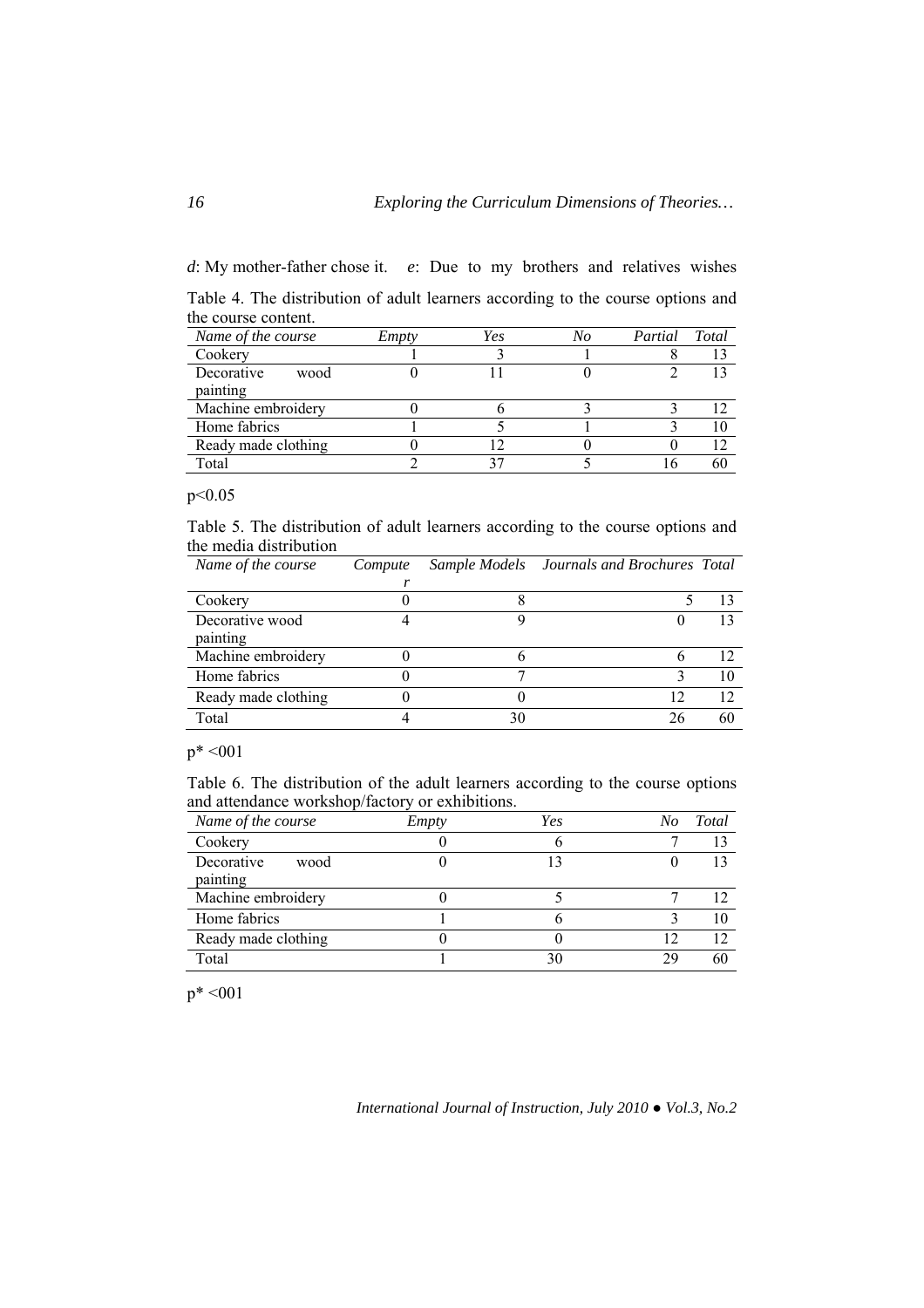*d*: My mother-father chose it. *e*: Due to my brothers and relatives wishes

Table 4. The distribution of adult learners according to the course options and the course content.

| *Name of the course* | *Empty* | *Yes* | *No* | *Partial* | *Total* |
|---|---|---|---|---|---|
| Cookery | 1 | 3 | 1 | 8 | 13 |
| Decorative wood painting | 0 | 11 | 0 | 2 | 13 |
| Machine embroidery | 0 | 6 | 3 | 3 | 12 |
| Home fabrics | 1 | 5 | 1 | 3 | 10 |
| Ready made clothing | 0 | 12 | 0 | 0 | 12 |
| Total | 2 | 37 | 5 | 16 | 60 |

$p<0.05$

Table 5. The distribution of adult learners according to the course options and the media distribution

| *Name of the course* | *Computer* | *Sample Models* | *Journals and Brochures* | *Total* |
|---|---|---|---|---|
| Cookery | 0 | 8 | 5 | 13 |
| Decorative wood painting | 4 | 9 | 0 | 13 |
| Machine embroidery | 0 | 6 | 6 | 12 |
| Home fabrics | 0 | 7 | 3 | 10 |
| Ready made clothing | 0 | 0 | 12 | 12 |
| Total | 4 | 30 | 26 | 60 |

$p^* <001$

Table 6. The distribution of the adult learners according to the course options and attendance workshop/factory or exhibitions.

| *Name of the course* | *Empty* | *Yes* | *No* | *Total* |
|---|---|---|---|---|
| Cookery | 0 | 6 | 7 | 13 |
| Decorative wood painting | 0 | 13 | 0 | 13 |
| Machine embroidery | 0 | 5 | 7 | 12 |
| Home fabrics | 1 | 6 | 3 | 10 |
| Ready made clothing | 0 | 0 | 12 | 12 |
| Total | 1 | 30 | 29 | 60 |

$p^* <001$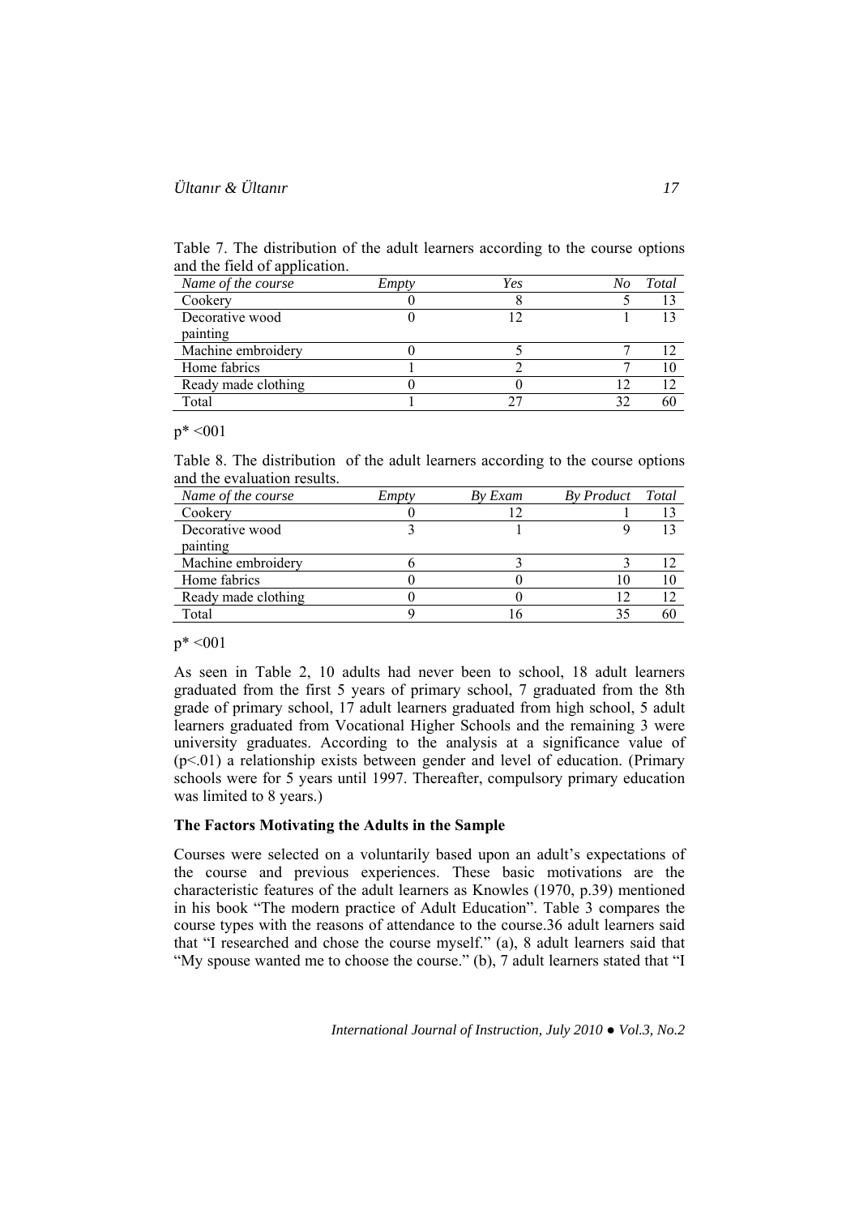Table 7. The distribution of the adult learners according to the course options and the field of application.

| *Name of the course* | *Empty* | *Yes* | *No* | *Total* |
|---|---|---|---|---|
| Cookery | 0 | 8 | 5 | 13 |
| Decorative wood painting | 0 | 12 | 1 | 13 |
| Machine embroidery | 0 | 5 | 7 | 12 |
| Home fabrics | 1 | 2 | 7 | 10 |
| Ready made clothing | 0 | 0 | 12 | 12 |
| Total | 1 | 27 | 32 | 60 |

p* <001

Table 8. The distribution of the adult learners according to the course options and the evaluation results.

| *Name of the course* | *Empty* | *By Exam* | *By Product* | *Total* |
|---|---|---|---|---|
| Cookery | 0 | 12 | 1 | 13 |
| Decorative wood painting | 3 | 1 | 9 | 13 |
| Machine embroidery | 6 | 3 | 3 | 12 |
| Home fabrics | 0 | 0 | 10 | 10 |
| Ready made clothing | 0 | 0 | 12 | 12 |
| Total | 9 | 16 | 35 | 60 |

p* <001

As seen in Table 2, 10 adults had never been to school, 18 adult learners graduated from the first 5 years of primary school, 7 graduated from the 8th grade of primary school, 17 adult learners graduated from high school, 5 adult learners graduated from Vocational Higher Schools and the remaining 3 were university graduates. According to the analysis at a significance value of ($p<.01$) a relationship exists between gender and level of education. (Primary schools were for 5 years until 1997. Thereafter, compulsory primary education was limited to 8 years.)

**The Factors Motivating the Adults in the Sample**

Courses were selected on a voluntarily based upon an adult's expectations of the course and previous experiences. These basic motivations are the characteristic features of the adult learners as Knowles (1970, p.39) mentioned in his book "The modern practice of Adult Education". Table 3 compares the course types with the reasons of attendance to the course.36 adult learners said that "I researched and chose the course myself." (a), 8 adult learners said that "My spouse wanted me to choose the course." (b), 7 adult learners stated that "I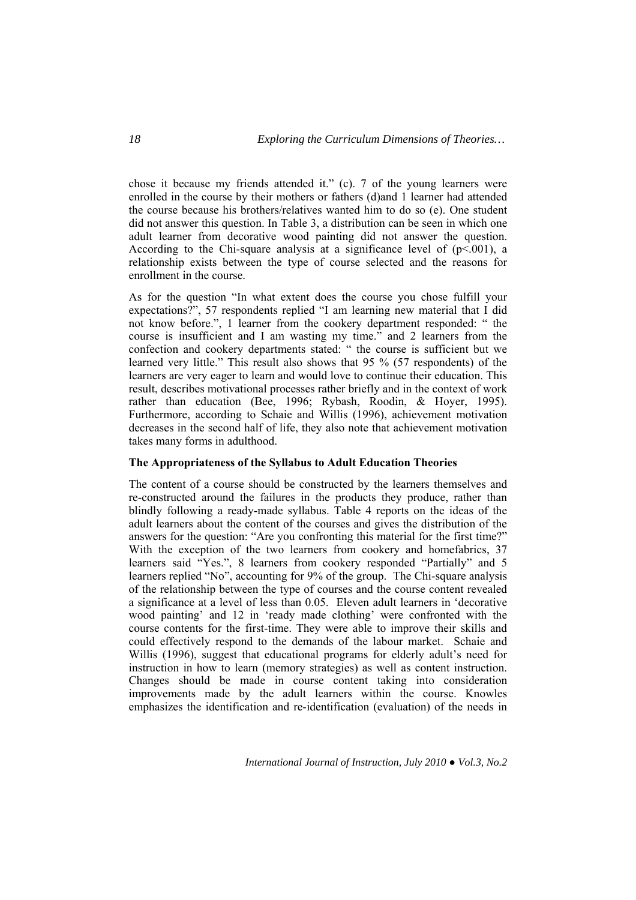chose it because my friends attended it." (c). 7 of the young learners were enrolled in the course by their mothers or fathers (d)and 1 learner had attended the course because his brothers/relatives wanted him to do so (e). One student did not answer this question. In Table 3, a distribution can be seen in which one adult learner from decorative wood painting did not answer the question. According to the Chi-square analysis at a significance level of ($p<.001$), a relationship exists between the type of course selected and the reasons for enrollment in the course.

As for the question "In what extent does the course you chose fulfill your expectations?", 57 respondents replied "I am learning new material that I did not know before.", 1 learner from the cookery department responded: " the course is insufficient and I am wasting my time." and 2 learners from the confection and cookery departments stated: " the course is sufficient but we learned very little." This result also shows that 95 % (57 respondents) of the learners are very eager to learn and would love to continue their education. This result, describes motivational processes rather briefly and in the context of work rather than education (Bee, 1996; Rybash, Roodin, & Hoyer, 1995). Furthermore, according to Schaie and Willis (1996), achievement motivation decreases in the second half of life, they also note that achievement motivation takes many forms in adulthood.

**The Appropriateness of the Syllabus to Adult Education Theories**

The content of a course should be constructed by the learners themselves and re-constructed around the failures in the products they produce, rather than blindly following a ready-made syllabus. Table 4 reports on the ideas of the adult learners about the content of the courses and gives the distribution of the answers for the question: "Are you confronting this material for the first time?" With the exception of the two learners from cookery and homefabrics, 37 learners said "Yes.", 8 learners from cookery responded "Partially" and 5 learners replied "No", accounting for 9% of the group. The Chi-square analysis of the relationship between the type of courses and the course content revealed a significance at a level of less than 0.05. Eleven adult learners in 'decorative wood painting' and 12 in 'ready made clothing' were confronted with the course contents for the first-time. They were able to improve their skills and could effectively respond to the demands of the labour market. Schaie and Willis (1996), suggest that educational programs for elderly adult's need for instruction in how to learn (memory strategies) as well as content instruction. Changes should be made in course content taking into consideration improvements made by the adult learners within the course. Knowles emphasizes the identification and re-identification (evaluation) of the needs in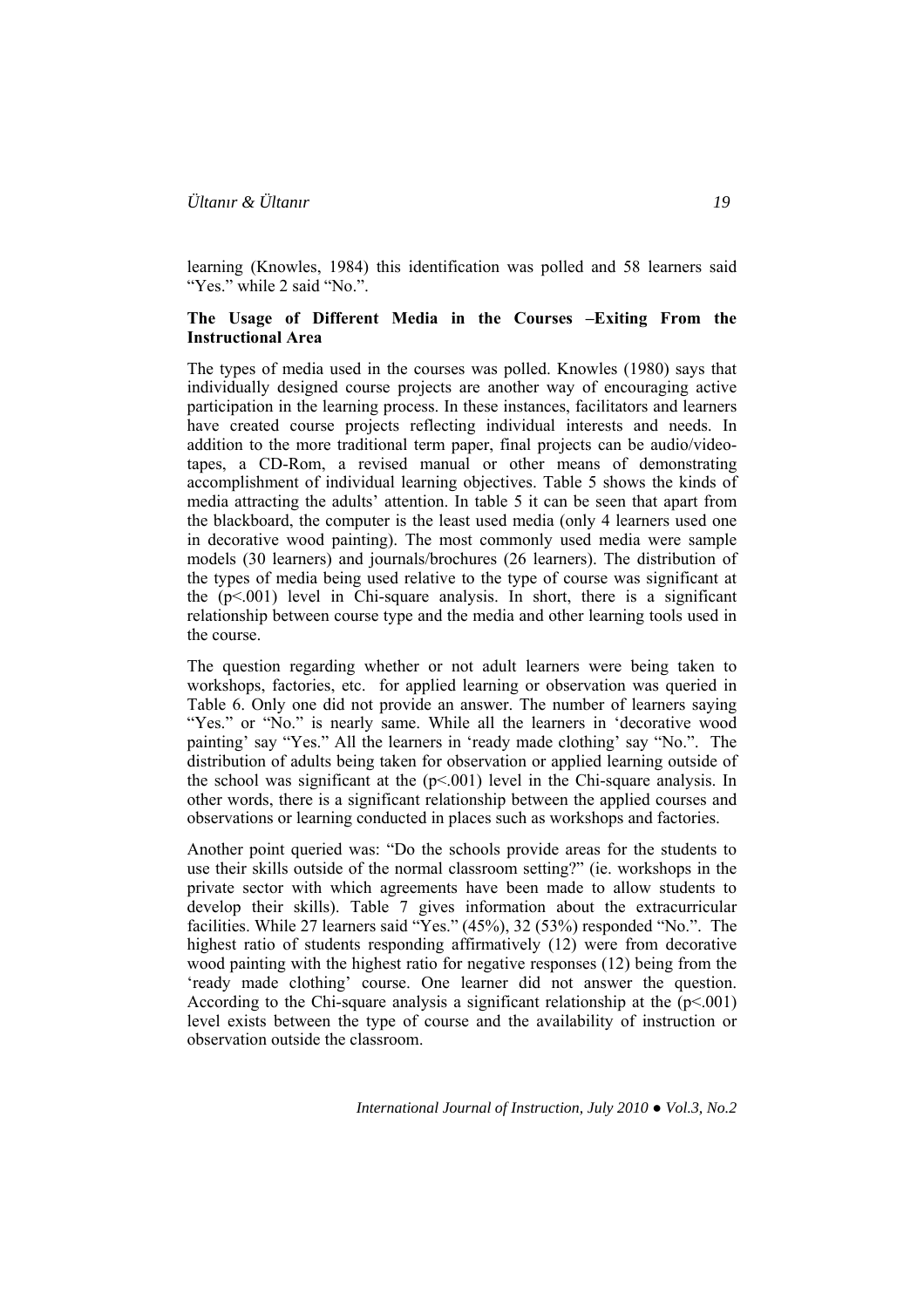learning (Knowles, 1984) this identification was polled and 58 learners said "Yes." while 2 said "No.".

**The Usage of Different Media in the Courses –Exiting From the Instructional Area**

The types of media used in the courses was polled. Knowles (1980) says that individually designed course projects are another way of encouraging active participation in the learning process. In these instances, facilitators and learners have created course projects reflecting individual interests and needs. In addition to the more traditional term paper, final projects can be audio/video-tapes, a CD-Rom, a revised manual or other means of demonstrating accomplishment of individual learning objectives. Table 5 shows the kinds of media attracting the adults' attention. In table 5 it can be seen that apart from the blackboard, the computer is the least used media (only 4 learners used one in decorative wood painting). The most commonly used media were sample models (30 learners) and journals/brochures (26 learners). The distribution of the types of media being used relative to the type of course was significant at the ($p<.001$) level in Chi-square analysis. In short, there is a significant relationship between course type and the media and other learning tools used in the course.

The question regarding whether or not adult learners were being taken to workshops, factories, etc. for applied learning or observation was queried in Table 6. Only one did not provide an answer. The number of learners saying "Yes." or "No." is nearly same. While all the learners in 'decorative wood painting' say "Yes." All the learners in 'ready made clothing' say "No.". The distribution of adults being taken for observation or applied learning outside of the school was significant at the ($p<.001$) level in the Chi-square analysis. In other words, there is a significant relationship between the applied courses and observations or learning conducted in places such as workshops and factories.

Another point queried was: "Do the schools provide areas for the students to use their skills outside of the normal classroom setting?" (ie. workshops in the private sector with which agreements have been made to allow students to develop their skills). Table 7 gives information about the extracurricular facilities. While 27 learners said "Yes." (45%), 32 (53%) responded "No.". The highest ratio of students responding affirmatively (12) were from decorative wood painting with the highest ratio for negative responses (12) being from the 'ready made clothing' course. One learner did not answer the question. According to the Chi-square analysis a significant relationship at the ($p<.001$) level exists between the type of course and the availability of instruction or observation outside the classroom.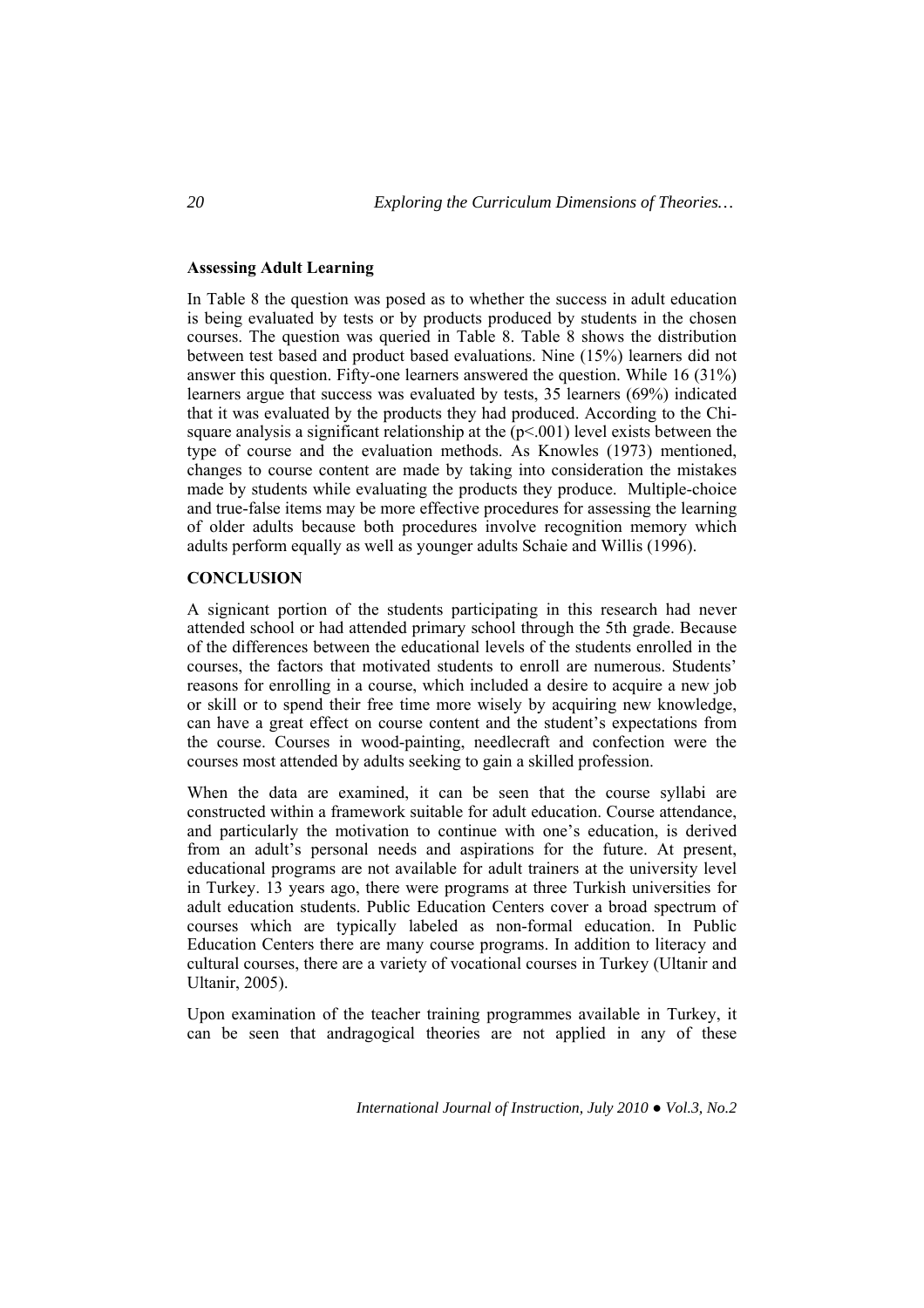**Assessing Adult Learning**

In Table 8 the question was posed as to whether the success in adult education is being evaluated by tests or by products produced by students in the chosen courses. The question was queried in Table 8. Table 8 shows the distribution between test based and product based evaluations. Nine (15%) learners did not answer this question. Fifty-one learners answered the question. While 16 (31%) learners argue that success was evaluated by tests, 35 learners (69%) indicated that it was evaluated by the products they had produced. According to the Chi-square analysis a significant relationship at the ($p<.001$) level exists between the type of course and the evaluation methods. As Knowles (1973) mentioned, changes to course content are made by taking into consideration the mistakes made by students while evaluating the products they produce. Multiple-choice and true-false items may be more effective procedures for assessing the learning of older adults because both procedures involve recognition memory which adults perform equally as well as younger adults Schaie and Willis (1996).

**CONCLUSION**

A signicant portion of the students participating in this research had never attended school or had attended primary school through the 5th grade. Because of the differences between the educational levels of the students enrolled in the courses, the factors that motivated students to enroll are numerous. Students' reasons for enrolling in a course, which included a desire to acquire a new job or skill or to spend their free time more wisely by acquiring new knowledge, can have a great effect on course content and the student's expectations from the course. Courses in wood-painting, needlecraft and confection were the courses most attended by adults seeking to gain a skilled profession.

When the data are examined, it can be seen that the course syllabi are constructed within a framework suitable for adult education. Course attendance, and particularly the motivation to continue with one's education, is derived from an adult's personal needs and aspirations for the future. At present, educational programs are not available for adult trainers at the university level in Turkey. 13 years ago, there were programs at three Turkish universities for adult education students. Public Education Centers cover a broad spectrum of courses which are typically labeled as non-formal education. In Public Education Centers there are many course programs. In addition to literacy and cultural courses, there are a variety of vocational courses in Turkey (Ultanir and Ultanir, 2005).

Upon examination of the teacher training programmes available in Turkey, it can be seen that andragogical theories are not applied in any of these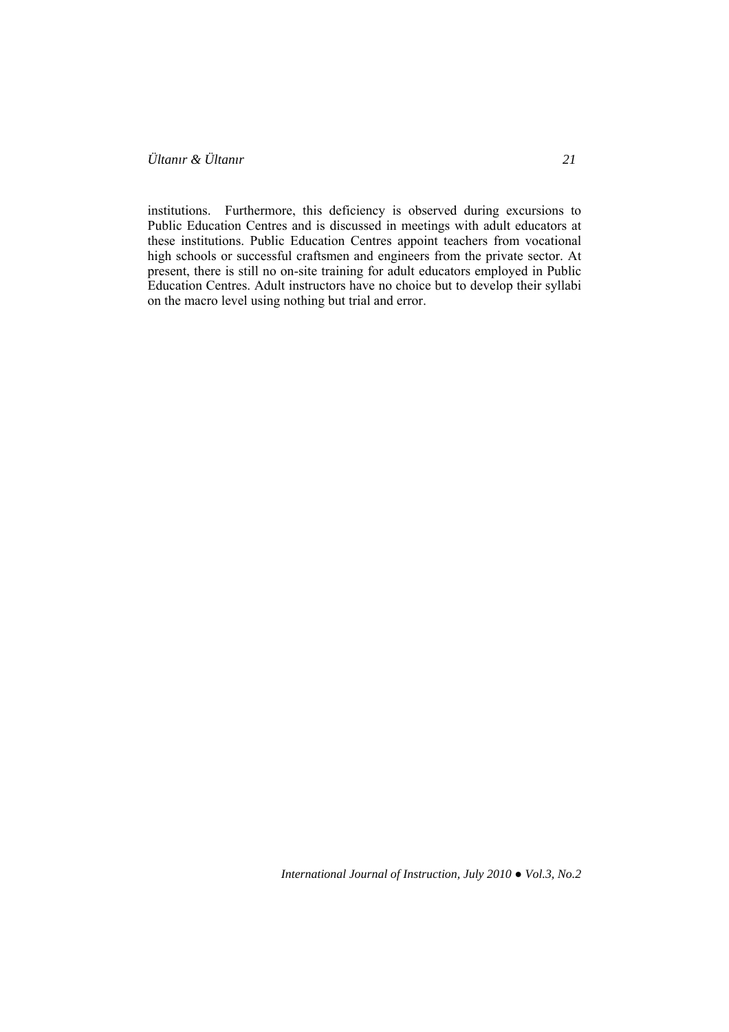institutions. Furthermore, this deficiency is observed during excursions to Public Education Centres and is discussed in meetings with adult educators at these institutions. Public Education Centres appoint teachers from vocational high schools or successful craftsmen and engineers from the private sector. At present, there is still no on-site training for adult educators employed in Public Education Centres. Adult instructors have no choice but to develop their syllabi on the macro level using nothing but trial and error.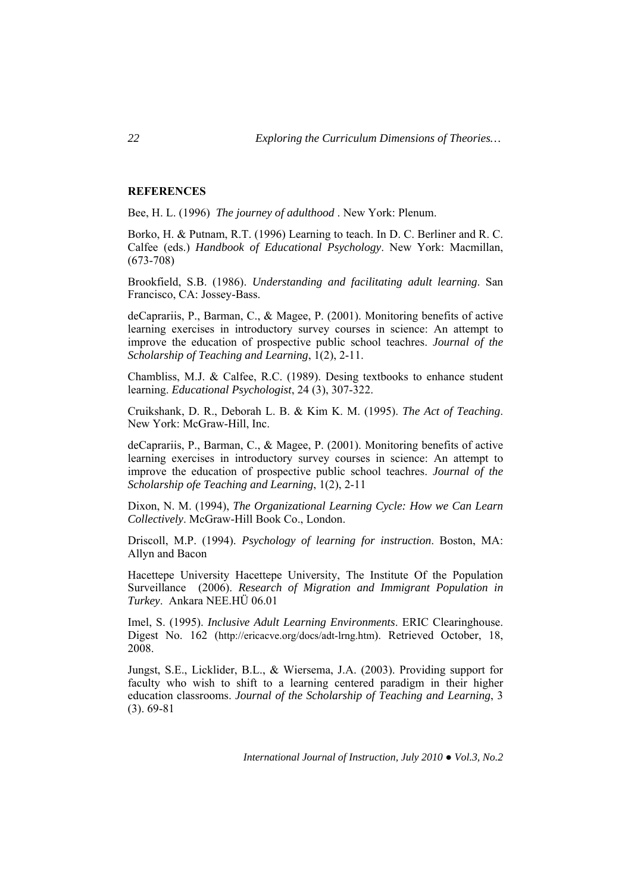**REFERENCES**

Bee, H. L. (1996) *The journey of adulthood* . New York: Plenum.

Borko, H. & Putnam, R.T. (1996) Learning to teach. In D. C. Berliner and R. C. Calfee (eds.) *Handbook of Educational Psychology*. New York: Macmillan, (673-708)

Brookfield, S.B. (1986). *Understanding and facilitating adult learning*. San Francisco, CA: Jossey-Bass.

deCaprariis, P., Barman, C., & Magee, P. (2001). Monitoring benefits of active learning exercises in introductory survey courses in science: An attempt to improve the education of prospective public school teachres. *Journal of the Scholarship of Teaching and Learning*, 1(2), 2-11.

Chambliss, M.J. & Calfee, R.C. (1989). Desing textbooks to enhance student learning. *Educational Psychologist*, 24 (3), 307-322.

Cruikshank, D. R., Deborah L. B. & Kim K. M. (1995). *The Act of Teaching*. New York: McGraw-Hill, Inc.

deCaprariis, P., Barman, C., & Magee, P. (2001). Monitoring benefits of active learning exercises in introductory survey courses in science: An attempt to improve the education of prospective public school teachres. *Journal of the Scholarship ofe Teaching and Learning*, 1(2), 2-11

Dixon, N. M. (1994), *The Organizational Learning Cycle: How we Can Learn Collectively*. McGraw-Hill Book Co., London.

Driscoll, M.P. (1994). *Psychology of learning for instruction*. Boston, MA: Allyn and Bacon

Hacettepe University Hacettepe University, The Institute Of the Population Surveillance (2006). *Research of Migration and Immigrant Population in Turkey*. Ankara NEE.HÜ 06.01

Imel, S. (1995). *Inclusive Adult Learning Environments*. ERIC Clearinghouse. Digest No. 162 (http://ericacve.org/docs/adt-lrng.htm). Retrieved October, 18, 2008.

Jungst, S.E., Licklider, B.L., & Wiersema, J.A. (2003). Providing support for faculty who wish to shift to a learning centered paradigm in their higher education classrooms. *Journal of the Scholarship of Teaching and Learning*, 3 (3). 69-81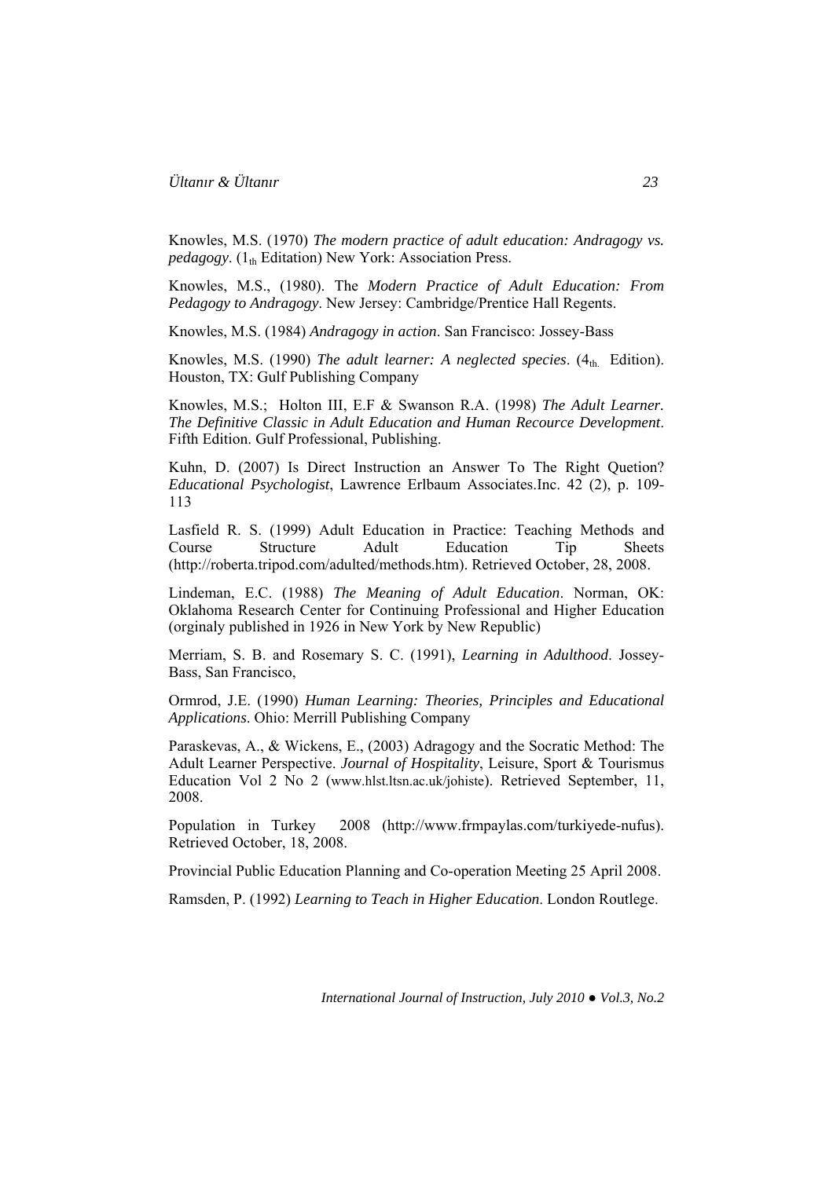Knowles, M.S. (1970) *The modern practice of adult education: Andragogy vs. pedagogy*. ($1_{th}$ Editation) New York: Association Press.

Knowles, M.S., (1980). The *Modern Practice of Adult Education: From Pedagogy to Andragogy*. New Jersey: Cambridge/Prentice Hall Regents.

Knowles, M.S. (1984) *Andragogy in action*. San Francisco: Jossey-Bass

Knowles, M.S. (1990) *The adult learner: A neglected species*. ($4_{th.}$ Edition). Houston, TX: Gulf Publishing Company

Knowles, M.S.; Holton III, E.F & Swanson R.A. (1998) *The Adult Learner. The Definitive Classic in Adult Education and Human Recource Development*. Fifth Edition. Gulf Professional, Publishing.

Kuhn, D. (2007) Is Direct Instruction an Answer To The Right Quetion? *Educational Psychologist*, Lawrence Erlbaum Associates.Inc. 42 (2), p. 109-113

Lasfield R. S. (1999) Adult Education in Practice: Teaching Methods and Course Structure Adult Education Tip Sheets (http://roberta.tripod.com/adulted/methods.htm). Retrieved October, 28, 2008.

Lindeman, E.C. (1988) *The Meaning of Adult Education*. Norman, OK: Oklahoma Research Center for Continuing Professional and Higher Education (orginaly published in 1926 in New York by New Republic)

Merriam, S. B. and Rosemary S. C. (1991), *Learning in Adulthood*. Jossey-Bass, San Francisco,

Ormrod, J.E. (1990) *Human Learning: Theories, Principles and Educational Applications*. Ohio: Merrill Publishing Company

Paraskevas, A., & Wickens, E., (2003) Adragogy and the Socratic Method: The Adult Learner Perspective. *Journal of Hospitality*, Leisure, Sport & Tourismus Education Vol 2 No 2 (www.hlst.ltsn.ac.uk/johiste). Retrieved September, 11, 2008.

Population in Turkey 2008 (http://www.frmpaylas.com/turkiyede-nufus). Retrieved October, 18, 2008.

Provincial Public Education Planning and Co-operation Meeting 25 April 2008.

Ramsden, P. (1992) *Learning to Teach in Higher Education*. London Routlege.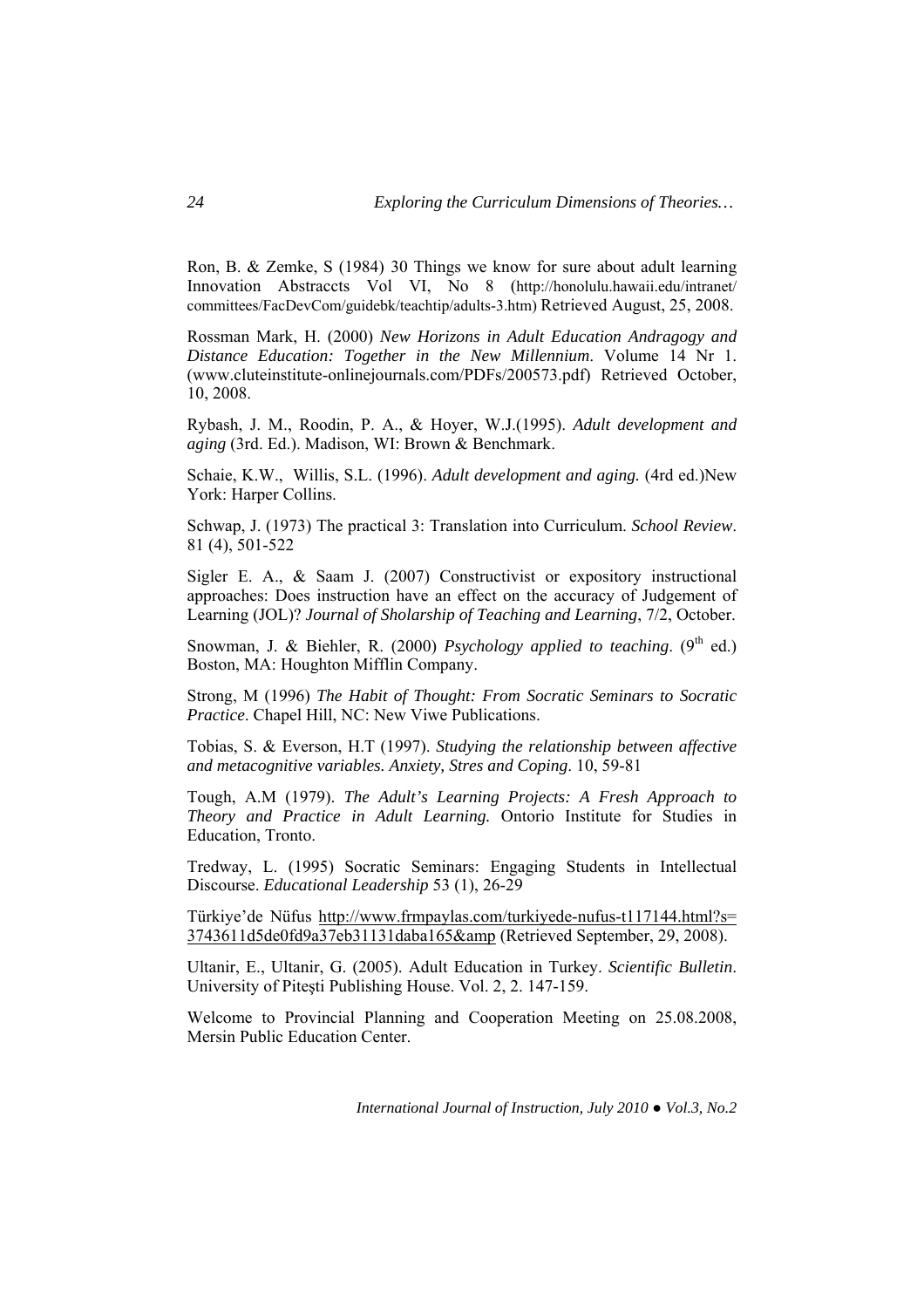Ron, B. & Zemke, S (1984) 30 Things we know for sure about adult learning Innovation Abstraccts Vol VI, No 8 (http://honolulu.hawaii.edu/intranet/committees/FacDevCom/guidebk/teachtip/adults-3.htm) Retrieved August, 25, 2008.

Rossman Mark, H. (2000) *New Horizons in Adult Education Andragogy and Distance Education: Together in the New Millennium*. Volume 14 Nr 1. (www.cluteinstitute-onlinejournals.com/PDFs/200573.pdf) Retrieved October, 10, 2008.

Rybash, J. M., Roodin, P. A., & Hoyer, W.J.(1995). *Adult development and aging* (3rd. Ed.). Madison, WI: Brown & Benchmark.

Schaie, K.W., Willis, S.L. (1996). *Adult development and aging.* (4rd ed.)New York: Harper Collins.

Schwap, J. (1973) The practical 3: Translation into Curriculum. *School Review*. 81 (4), 501-522

Sigler E. A., & Saam J. (2007) Constructivist or expository instructional approaches: Does instruction have an effect on the accuracy of Judgement of Learning (JOL)? *Journal of Sholarship of Teaching and Learning*, 7/2, October.

Snowman, J. & Biehler, R. (2000) *Psychology applied to teaching*. (9th ed.) Boston, MA: Houghton Mifflin Company.

Strong, M (1996) *The Habit of Thought: From Socratic Seminars to Socratic Practice*. Chapel Hill, NC: New Viwe Publications.

Tobias, S. & Everson, H.T (1997). *Studying the relationship between affective and metacognitive variables. Anxiety, Stres and Coping*. 10, 59-81

Tough, A.M (1979). *The Adult's Learning Projects: A Fresh Approach to Theory and Practice in Adult Learning.* Ontorio Institute for Studies in Education, Tronto.

Tredway, L. (1995) Socratic Seminars: Engaging Students in Intellectual Discourse. *Educational Leadership* 53 (1), 26-29

Türkiye'de Nüfus http://www.frmpaylas.com/turkiyede-nufus-t117144.html?s=3743611d5de0fd9a37eb31131daba165&amp (Retrieved September, 29, 2008).

Ultanir, E., Ultanir, G. (2005). Adult Education in Turkey. *Scientific Bulletin*. University of Piteşti Publishing House. Vol. 2, 2. 147-159.

Welcome to Provincial Planning and Cooperation Meeting on 25.08.2008, Mersin Public Education Center.